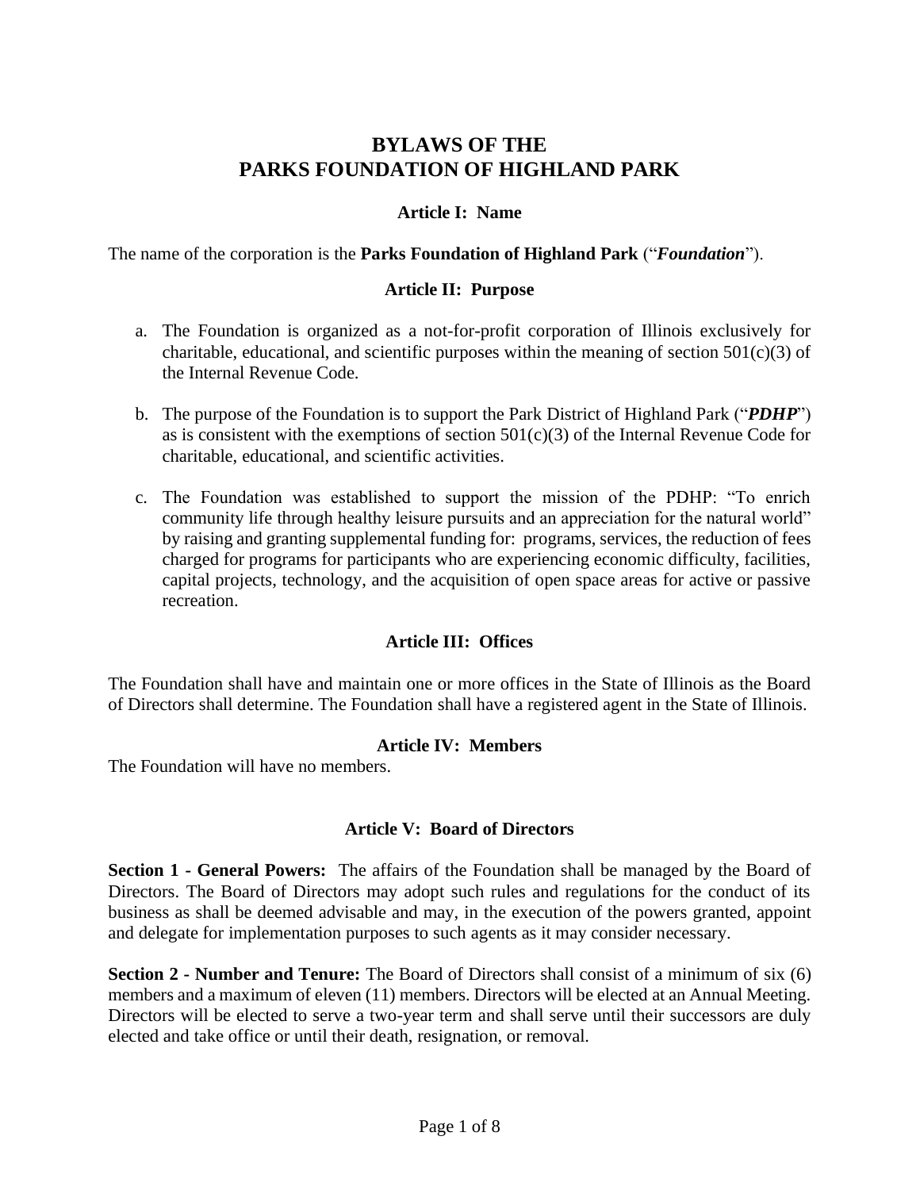# BYLAWS OF THE
# PARKS FOUNDATION OF HIGHLAND PARK

## Article I: Name

The name of the corporation is the **Parks Foundation of Highland Park** ("***Foundation***").

## Article II: Purpose

a. The Foundation is organized as a not-for-profit corporation of Illinois exclusively for charitable, educational, and scientific purposes within the meaning of section 501(c)(3) of the Internal Revenue Code.

b. The purpose of the Foundation is to support the Park District of Highland Park ("***PDHP***") as is consistent with the exemptions of section 501(c)(3) of the Internal Revenue Code for charitable, educational, and scientific activities.

c. The Foundation was established to support the mission of the PDHP: "To enrich community life through healthy leisure pursuits and an appreciation for the natural world" by raising and granting supplemental funding for: programs, services, the reduction of fees charged for programs for participants who are experiencing economic difficulty, facilities, capital projects, technology, and the acquisition of open space areas for active or passive recreation.

## Article III: Offices

The Foundation shall have and maintain one or more offices in the State of Illinois as the Board of Directors shall determine. The Foundation shall have a registered agent in the State of Illinois.

## Article IV: Members

The Foundation will have no members.

## Article V: Board of Directors

**Section 1 - General Powers:** The affairs of the Foundation shall be managed by the Board of Directors. The Board of Directors may adopt such rules and regulations for the conduct of its business as shall be deemed advisable and may, in the execution of the powers granted, appoint and delegate for implementation purposes to such agents as it may consider necessary.

**Section 2 - Number and Tenure:** The Board of Directors shall consist of a minimum of six (6) members and a maximum of eleven (11) members. Directors will be elected at an Annual Meeting. Directors will be elected to serve a two-year term and shall serve until their successors are duly elected and take office or until their death, resignation, or removal.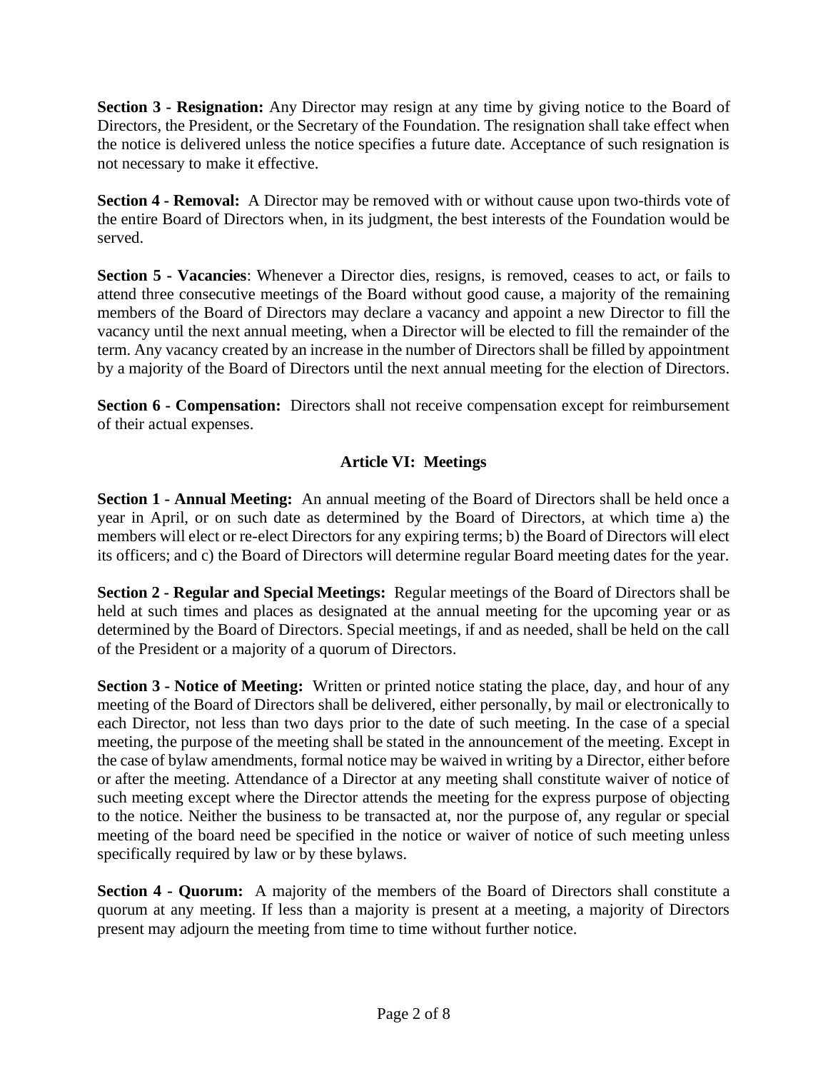**Section 3 - Resignation:** Any Director may resign at any time by giving notice to the Board of Directors, the President, or the Secretary of the Foundation. The resignation shall take effect when the notice is delivered unless the notice specifies a future date. Acceptance of such resignation is not necessary to make it effective.

**Section 4 - Removal:** A Director may be removed with or without cause upon two-thirds vote of the entire Board of Directors when, in its judgment, the best interests of the Foundation would be served.

**Section 5 - Vacancies**: Whenever a Director dies, resigns, is removed, ceases to act, or fails to attend three consecutive meetings of the Board without good cause, a majority of the remaining members of the Board of Directors may declare a vacancy and appoint a new Director to fill the vacancy until the next annual meeting, when a Director will be elected to fill the remainder of the term. Any vacancy created by an increase in the number of Directors shall be filled by appointment by a majority of the Board of Directors until the next annual meeting for the election of Directors.

**Section 6 - Compensation:** Directors shall not receive compensation except for reimbursement of their actual expenses.

## Article VI: Meetings

**Section 1 - Annual Meeting:** An annual meeting of the Board of Directors shall be held once a year in April, or on such date as determined by the Board of Directors, at which time a) the members will elect or re-elect Directors for any expiring terms; b) the Board of Directors will elect its officers; and c) the Board of Directors will determine regular Board meeting dates for the year.

**Section 2 - Regular and Special Meetings:** Regular meetings of the Board of Directors shall be held at such times and places as designated at the annual meeting for the upcoming year or as determined by the Board of Directors. Special meetings, if and as needed, shall be held on the call of the President or a majority of a quorum of Directors.

**Section 3 - Notice of Meeting:** Written or printed notice stating the place, day, and hour of any meeting of the Board of Directors shall be delivered, either personally, by mail or electronically to each Director, not less than two days prior to the date of such meeting. In the case of a special meeting, the purpose of the meeting shall be stated in the announcement of the meeting. Except in the case of bylaw amendments, formal notice may be waived in writing by a Director, either before or after the meeting. Attendance of a Director at any meeting shall constitute waiver of notice of such meeting except where the Director attends the meeting for the express purpose of objecting to the notice. Neither the business to be transacted at, nor the purpose of, any regular or special meeting of the board need be specified in the notice or waiver of notice of such meeting unless specifically required by law or by these bylaws.

**Section 4 - Quorum:** A majority of the members of the Board of Directors shall constitute a quorum at any meeting. If less than a majority is present at a meeting, a majority of Directors present may adjourn the meeting from time to time without further notice.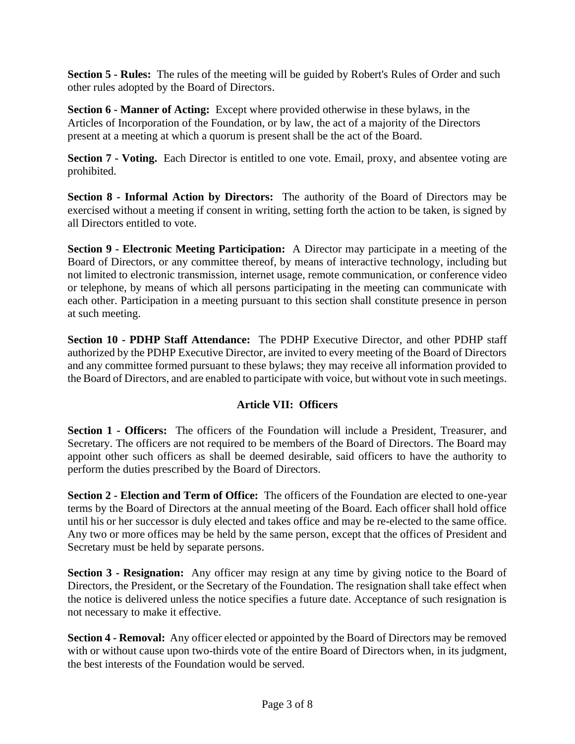**Section 5 - Rules:** The rules of the meeting will be guided by Robert's Rules of Order and such other rules adopted by the Board of Directors.

**Section 6 - Manner of Acting:** Except where provided otherwise in these bylaws, in the Articles of Incorporation of the Foundation, or by law, the act of a majority of the Directors present at a meeting at which a quorum is present shall be the act of the Board.

**Section 7 - Voting.** Each Director is entitled to one vote. Email, proxy, and absentee voting are prohibited.

**Section 8 - Informal Action by Directors:** The authority of the Board of Directors may be exercised without a meeting if consent in writing, setting forth the action to be taken, is signed by all Directors entitled to vote.

**Section 9 - Electronic Meeting Participation:** A Director may participate in a meeting of the Board of Directors, or any committee thereof, by means of interactive technology, including but not limited to electronic transmission, internet usage, remote communication, or conference video or telephone, by means of which all persons participating in the meeting can communicate with each other. Participation in a meeting pursuant to this section shall constitute presence in person at such meeting.

**Section 10 - PDHP Staff Attendance:** The PDHP Executive Director, and other PDHP staff authorized by the PDHP Executive Director, are invited to every meeting of the Board of Directors and any committee formed pursuant to these bylaws; they may receive all information provided to the Board of Directors, and are enabled to participate with voice, but without vote in such meetings.

## Article VII: Officers

**Section 1 - Officers:** The officers of the Foundation will include a President, Treasurer, and Secretary. The officers are not required to be members of the Board of Directors. The Board may appoint other such officers as shall be deemed desirable, said officers to have the authority to perform the duties prescribed by the Board of Directors.

**Section 2 - Election and Term of Office:** The officers of the Foundation are elected to one-year terms by the Board of Directors at the annual meeting of the Board. Each officer shall hold office until his or her successor is duly elected and takes office and may be re-elected to the same office. Any two or more offices may be held by the same person, except that the offices of President and Secretary must be held by separate persons.

**Section 3 - Resignation:** Any officer may resign at any time by giving notice to the Board of Directors, the President, or the Secretary of the Foundation. The resignation shall take effect when the notice is delivered unless the notice specifies a future date. Acceptance of such resignation is not necessary to make it effective.

**Section 4 - Removal:** Any officer elected or appointed by the Board of Directors may be removed with or without cause upon two-thirds vote of the entire Board of Directors when, in its judgment, the best interests of the Foundation would be served.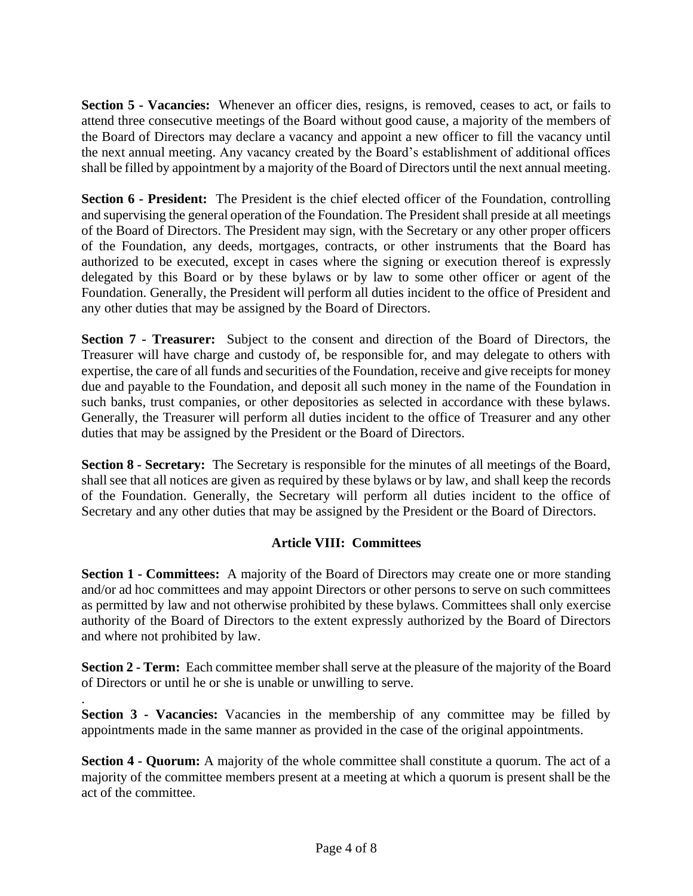**Section 5 - Vacancies:** Whenever an officer dies, resigns, is removed, ceases to act, or fails to attend three consecutive meetings of the Board without good cause, a majority of the members of the Board of Directors may declare a vacancy and appoint a new officer to fill the vacancy until the next annual meeting. Any vacancy created by the Board's establishment of additional offices shall be filled by appointment by a majority of the Board of Directors until the next annual meeting.

**Section 6 - President:** The President is the chief elected officer of the Foundation, controlling and supervising the general operation of the Foundation. The President shall preside at all meetings of the Board of Directors. The President may sign, with the Secretary or any other proper officers of the Foundation, any deeds, mortgages, contracts, or other instruments that the Board has authorized to be executed, except in cases where the signing or execution thereof is expressly delegated by this Board or by these bylaws or by law to some other officer or agent of the Foundation. Generally, the President will perform all duties incident to the office of President and any other duties that may be assigned by the Board of Directors.

**Section 7 - Treasurer:** Subject to the consent and direction of the Board of Directors, the Treasurer will have charge and custody of, be responsible for, and may delegate to others with expertise, the care of all funds and securities of the Foundation, receive and give receipts for money due and payable to the Foundation, and deposit all such money in the name of the Foundation in such banks, trust companies, or other depositories as selected in accordance with these bylaws. Generally, the Treasurer will perform all duties incident to the office of Treasurer and any other duties that may be assigned by the President or the Board of Directors.

**Section 8 - Secretary:** The Secretary is responsible for the minutes of all meetings of the Board, shall see that all notices are given as required by these bylaws or by law, and shall keep the records of the Foundation. Generally, the Secretary will perform all duties incident to the office of Secretary and any other duties that may be assigned by the President or the Board of Directors.

## Article VIII: Committees

**Section 1 - Committees:** A majority of the Board of Directors may create one or more standing and/or ad hoc committees and may appoint Directors or other persons to serve on such committees as permitted by law and not otherwise prohibited by these bylaws. Committees shall only exercise authority of the Board of Directors to the extent expressly authorized by the Board of Directors and where not prohibited by law.

**Section 2 - Term:** Each committee member shall serve at the pleasure of the majority of the Board of Directors or until he or she is unable or unwilling to serve.

**Section 3 - Vacancies:** Vacancies in the membership of any committee may be filled by appointments made in the same manner as provided in the case of the original appointments.

**Section 4 - Quorum:** A majority of the whole committee shall constitute a quorum. The act of a majority of the committee members present at a meeting at which a quorum is present shall be the act of the committee.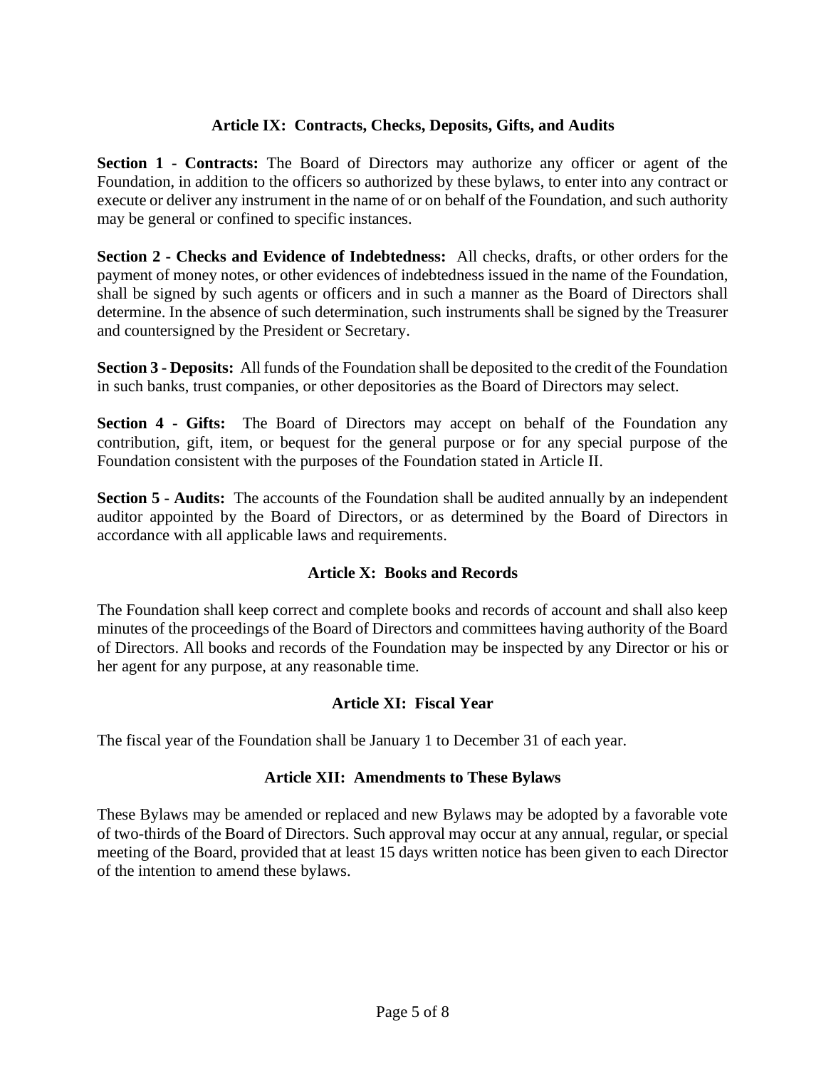## Article IX: Contracts, Checks, Deposits, Gifts, and Audits

**Section 1 - Contracts:** The Board of Directors may authorize any officer or agent of the Foundation, in addition to the officers so authorized by these bylaws, to enter into any contract or execute or deliver any instrument in the name of or on behalf of the Foundation, and such authority may be general or confined to specific instances.

**Section 2 - Checks and Evidence of Indebtedness:** All checks, drafts, or other orders for the payment of money notes, or other evidences of indebtedness issued in the name of the Foundation, shall be signed by such agents or officers and in such a manner as the Board of Directors shall determine. In the absence of such determination, such instruments shall be signed by the Treasurer and countersigned by the President or Secretary.

**Section 3 - Deposits:** All funds of the Foundation shall be deposited to the credit of the Foundation in such banks, trust companies, or other depositories as the Board of Directors may select.

**Section 4 - Gifts:** The Board of Directors may accept on behalf of the Foundation any contribution, gift, item, or bequest for the general purpose or for any special purpose of the Foundation consistent with the purposes of the Foundation stated in Article II.

**Section 5 - Audits:** The accounts of the Foundation shall be audited annually by an independent auditor appointed by the Board of Directors, or as determined by the Board of Directors in accordance with all applicable laws and requirements.

## Article X: Books and Records

The Foundation shall keep correct and complete books and records of account and shall also keep minutes of the proceedings of the Board of Directors and committees having authority of the Board of Directors. All books and records of the Foundation may be inspected by any Director or his or her agent for any purpose, at any reasonable time.

## Article XI: Fiscal Year

The fiscal year of the Foundation shall be January 1 to December 31 of each year.

## Article XII: Amendments to These Bylaws

These Bylaws may be amended or replaced and new Bylaws may be adopted by a favorable vote of two-thirds of the Board of Directors. Such approval may occur at any annual, regular, or special meeting of the Board, provided that at least 15 days written notice has been given to each Director of the intention to amend these bylaws.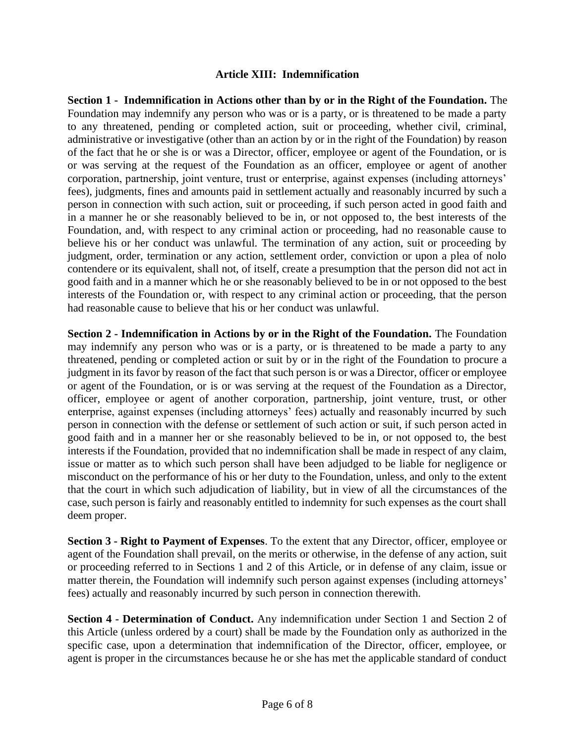## Article XIII: Indemnification

**Section 1 - Indemnification in Actions other than by or in the Right of the Foundation.** The Foundation may indemnify any person who was or is a party, or is threatened to be made a party to any threatened, pending or completed action, suit or proceeding, whether civil, criminal, administrative or investigative (other than an action by or in the right of the Foundation) by reason of the fact that he or she is or was a Director, officer, employee or agent of the Foundation, or is or was serving at the request of the Foundation as an officer, employee or agent of another corporation, partnership, joint venture, trust or enterprise, against expenses (including attorneys' fees), judgments, fines and amounts paid in settlement actually and reasonably incurred by such a person in connection with such action, suit or proceeding, if such person acted in good faith and in a manner he or she reasonably believed to be in, or not opposed to, the best interests of the Foundation, and, with respect to any criminal action or proceeding, had no reasonable cause to believe his or her conduct was unlawful. The termination of any action, suit or proceeding by judgment, order, termination or any action, settlement order, conviction or upon a plea of nolo contendere or its equivalent, shall not, of itself, create a presumption that the person did not act in good faith and in a manner which he or she reasonably believed to be in or not opposed to the best interests of the Foundation or, with respect to any criminal action or proceeding, that the person had reasonable cause to believe that his or her conduct was unlawful.

**Section 2 - Indemnification in Actions by or in the Right of the Foundation.** The Foundation may indemnify any person who was or is a party, or is threatened to be made a party to any threatened, pending or completed action or suit by or in the right of the Foundation to procure a judgment in its favor by reason of the fact that such person is or was a Director, officer or employee or agent of the Foundation, or is or was serving at the request of the Foundation as a Director, officer, employee or agent of another corporation, partnership, joint venture, trust, or other enterprise, against expenses (including attorneys' fees) actually and reasonably incurred by such person in connection with the defense or settlement of such action or suit, if such person acted in good faith and in a manner her or she reasonably believed to be in, or not opposed to, the best interests if the Foundation, provided that no indemnification shall be made in respect of any claim, issue or matter as to which such person shall have been adjudged to be liable for negligence or misconduct on the performance of his or her duty to the Foundation, unless, and only to the extent that the court in which such adjudication of liability, but in view of all the circumstances of the case, such person is fairly and reasonably entitled to indemnity for such expenses as the court shall deem proper.

**Section 3 - Right to Payment of Expenses**. To the extent that any Director, officer, employee or agent of the Foundation shall prevail, on the merits or otherwise, in the defense of any action, suit or proceeding referred to in Sections 1 and 2 of this Article, or in defense of any claim, issue or matter therein, the Foundation will indemnify such person against expenses (including attorneys' fees) actually and reasonably incurred by such person in connection therewith.

**Section 4 - Determination of Conduct.** Any indemnification under Section 1 and Section 2 of this Article (unless ordered by a court) shall be made by the Foundation only as authorized in the specific case, upon a determination that indemnification of the Director, officer, employee, or agent is proper in the circumstances because he or she has met the applicable standard of conduct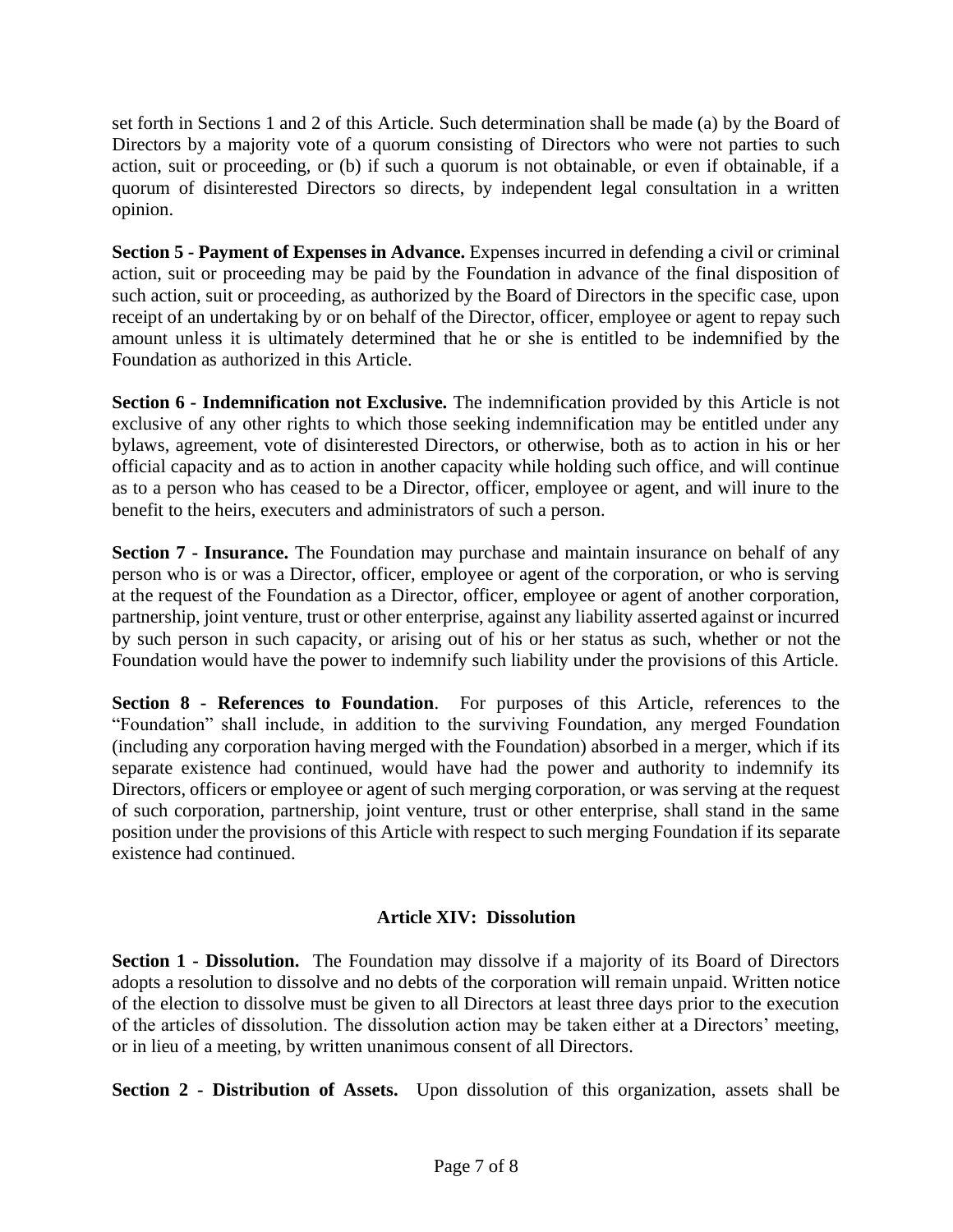set forth in Sections 1 and 2 of this Article. Such determination shall be made (a) by the Board of Directors by a majority vote of a quorum consisting of Directors who were not parties to such action, suit or proceeding, or (b) if such a quorum is not obtainable, or even if obtainable, if a quorum of disinterested Directors so directs, by independent legal consultation in a written opinion.

**Section 5 - Payment of Expenses in Advance.** Expenses incurred in defending a civil or criminal action, suit or proceeding may be paid by the Foundation in advance of the final disposition of such action, suit or proceeding, as authorized by the Board of Directors in the specific case, upon receipt of an undertaking by or on behalf of the Director, officer, employee or agent to repay such amount unless it is ultimately determined that he or she is entitled to be indemnified by the Foundation as authorized in this Article.

**Section 6 - Indemnification not Exclusive.** The indemnification provided by this Article is not exclusive of any other rights to which those seeking indemnification may be entitled under any bylaws, agreement, vote of disinterested Directors, or otherwise, both as to action in his or her official capacity and as to action in another capacity while holding such office, and will continue as to a person who has ceased to be a Director, officer, employee or agent, and will inure to the benefit to the heirs, executers and administrators of such a person.

**Section 7 - Insurance.** The Foundation may purchase and maintain insurance on behalf of any person who is or was a Director, officer, employee or agent of the corporation, or who is serving at the request of the Foundation as a Director, officer, employee or agent of another corporation, partnership, joint venture, trust or other enterprise, against any liability asserted against or incurred by such person in such capacity, or arising out of his or her status as such, whether or not the Foundation would have the power to indemnify such liability under the provisions of this Article.

**Section 8 - References to Foundation**. For purposes of this Article, references to the "Foundation" shall include, in addition to the surviving Foundation, any merged Foundation (including any corporation having merged with the Foundation) absorbed in a merger, which if its separate existence had continued, would have had the power and authority to indemnify its Directors, officers or employee or agent of such merging corporation, or was serving at the request of such corporation, partnership, joint venture, trust or other enterprise, shall stand in the same position under the provisions of this Article with respect to such merging Foundation if its separate existence had continued.

## Article XIV: Dissolution

**Section 1 - Dissolution.** The Foundation may dissolve if a majority of its Board of Directors adopts a resolution to dissolve and no debts of the corporation will remain unpaid. Written notice of the election to dissolve must be given to all Directors at least three days prior to the execution of the articles of dissolution. The dissolution action may be taken either at a Directors' meeting, or in lieu of a meeting, by written unanimous consent of all Directors.

**Section 2 - Distribution of Assets.** Upon dissolution of this organization, assets shall be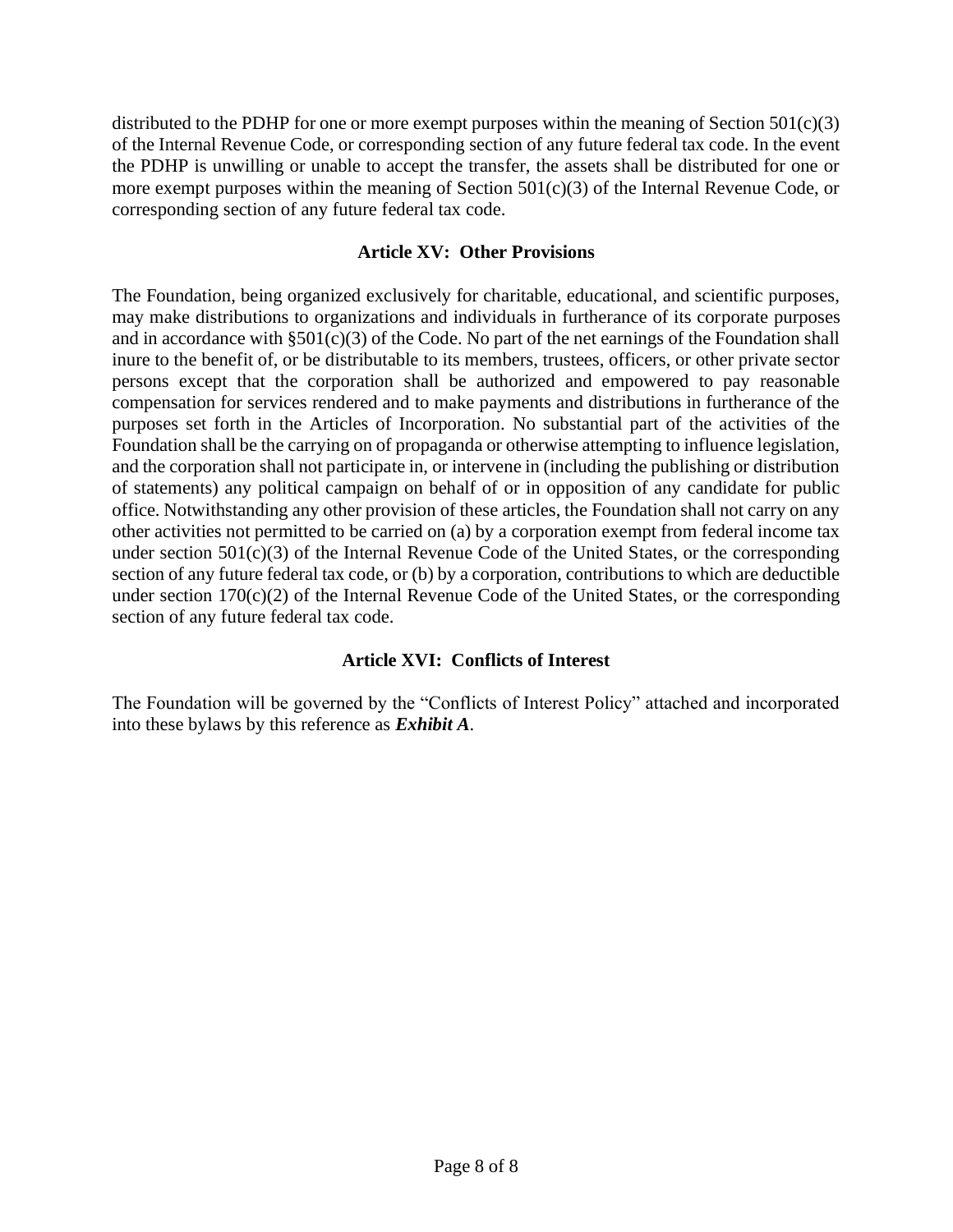distributed to the PDHP for one or more exempt purposes within the meaning of Section 501(c)(3) of the Internal Revenue Code, or corresponding section of any future federal tax code. In the event the PDHP is unwilling or unable to accept the transfer, the assets shall be distributed for one or more exempt purposes within the meaning of Section 501(c)(3) of the Internal Revenue Code, or corresponding section of any future federal tax code.

## Article XV: Other Provisions

The Foundation, being organized exclusively for charitable, educational, and scientific purposes, may make distributions to organizations and individuals in furtherance of its corporate purposes and in accordance with §501(c)(3) of the Code. No part of the net earnings of the Foundation shall inure to the benefit of, or be distributable to its members, trustees, officers, or other private sector persons except that the corporation shall be authorized and empowered to pay reasonable compensation for services rendered and to make payments and distributions in furtherance of the purposes set forth in the Articles of Incorporation. No substantial part of the activities of the Foundation shall be the carrying on of propaganda or otherwise attempting to influence legislation, and the corporation shall not participate in, or intervene in (including the publishing or distribution of statements) any political campaign on behalf of or in opposition of any candidate for public office. Notwithstanding any other provision of these articles, the Foundation shall not carry on any other activities not permitted to be carried on (a) by a corporation exempt from federal income tax under section 501(c)(3) of the Internal Revenue Code of the United States, or the corresponding section of any future federal tax code, or (b) by a corporation, contributions to which are deductible under section 170(c)(2) of the Internal Revenue Code of the United States, or the corresponding section of any future federal tax code.

## Article XVI: Conflicts of Interest

The Foundation will be governed by the "Conflicts of Interest Policy" attached and incorporated into these bylaws by this reference as ***Exhibit A***.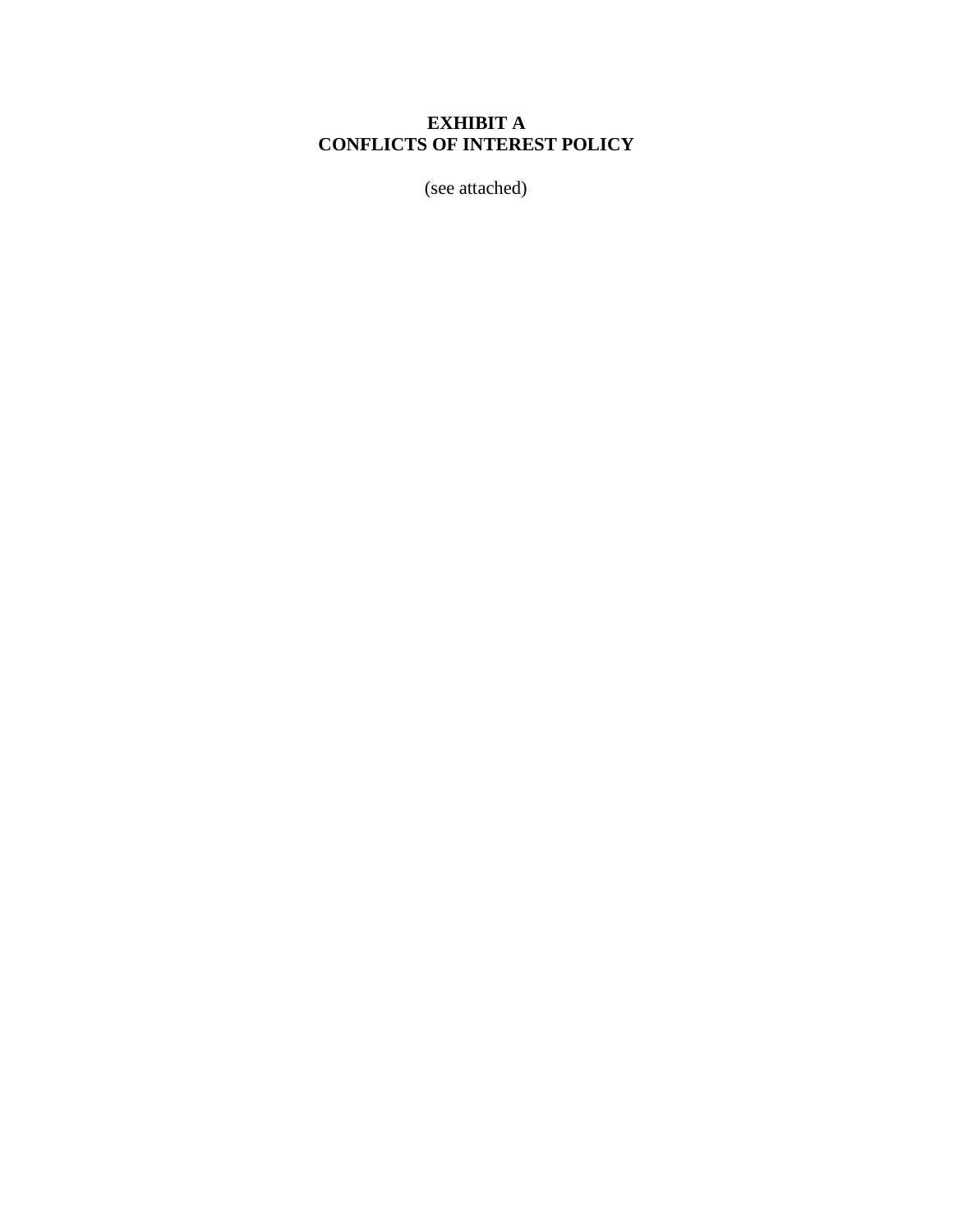# EXHIBIT A
# CONFLICTS OF INTEREST POLICY

(see attached)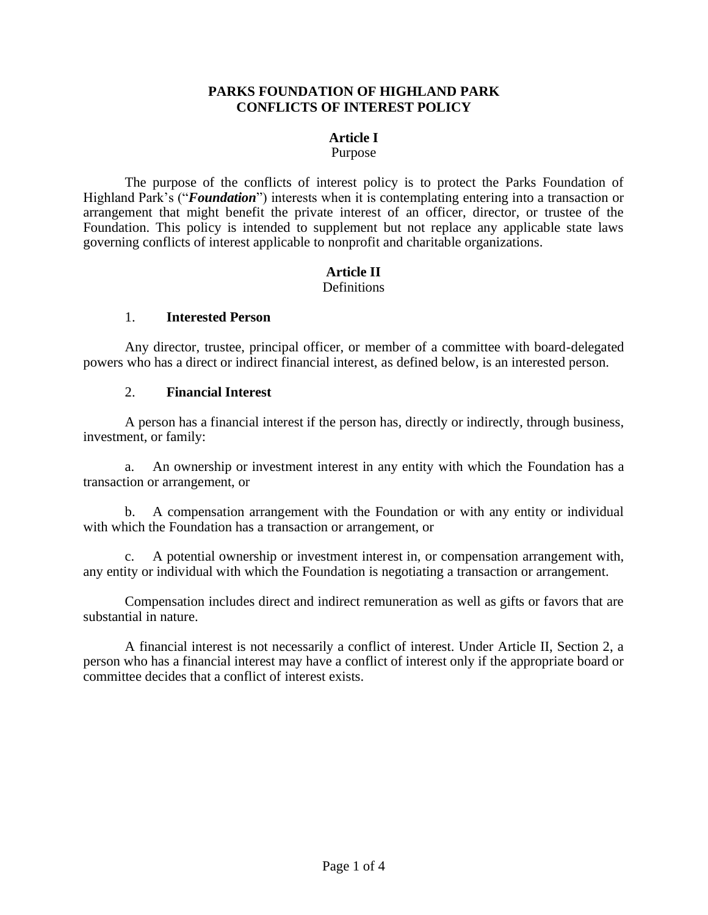# PARKS FOUNDATION OF HIGHLAND PARK
# CONFLICTS OF INTEREST POLICY

## Article I
Purpose

The purpose of the conflicts of interest policy is to protect the Parks Foundation of Highland Park's ("***Foundation***") interests when it is contemplating entering into a transaction or arrangement that might benefit the private interest of an officer, director, or trustee of the Foundation. This policy is intended to supplement but not replace any applicable state laws governing conflicts of interest applicable to nonprofit and charitable organizations.

## Article II
Definitions

### 1. **Interested Person**

Any director, trustee, principal officer, or member of a committee with board-delegated powers who has a direct or indirect financial interest, as defined below, is an interested person.

### 2. **Financial Interest**

A person has a financial interest if the person has, directly or indirectly, through business, investment, or family:

a. An ownership or investment interest in any entity with which the Foundation has a transaction or arrangement, or

b. A compensation arrangement with the Foundation or with any entity or individual with which the Foundation has a transaction or arrangement, or

c. A potential ownership or investment interest in, or compensation arrangement with, any entity or individual with which the Foundation is negotiating a transaction or arrangement.

Compensation includes direct and indirect remuneration as well as gifts or favors that are substantial in nature.

A financial interest is not necessarily a conflict of interest. Under Article II, Section 2, a person who has a financial interest may have a conflict of interest only if the appropriate board or committee decides that a conflict of interest exists.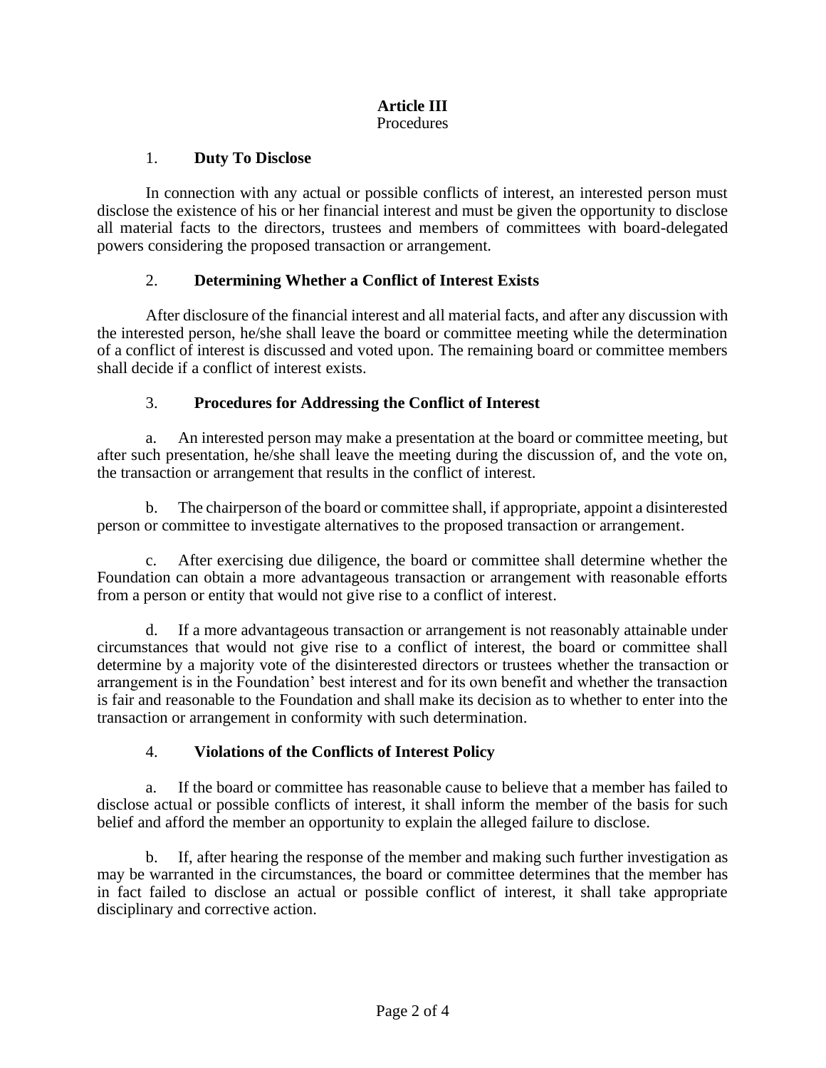# Article III
Procedures

## 1. Duty To Disclose

In connection with any actual or possible conflicts of interest, an interested person must disclose the existence of his or her financial interest and must be given the opportunity to disclose all material facts to the directors, trustees and members of committees with board-delegated powers considering the proposed transaction or arrangement.

## 2. Determining Whether a Conflict of Interest Exists

After disclosure of the financial interest and all material facts, and after any discussion with the interested person, he/she shall leave the board or committee meeting while the determination of a conflict of interest is discussed and voted upon. The remaining board or committee members shall decide if a conflict of interest exists.

## 3. Procedures for Addressing the Conflict of Interest

a. An interested person may make a presentation at the board or committee meeting, but after such presentation, he/she shall leave the meeting during the discussion of, and the vote on, the transaction or arrangement that results in the conflict of interest.

b. The chairperson of the board or committee shall, if appropriate, appoint a disinterested person or committee to investigate alternatives to the proposed transaction or arrangement.

c. After exercising due diligence, the board or committee shall determine whether the Foundation can obtain a more advantageous transaction or arrangement with reasonable efforts from a person or entity that would not give rise to a conflict of interest.

d. If a more advantageous transaction or arrangement is not reasonably attainable under circumstances that would not give rise to a conflict of interest, the board or committee shall determine by a majority vote of the disinterested directors or trustees whether the transaction or arrangement is in the Foundation' best interest and for its own benefit and whether the transaction is fair and reasonable to the Foundation and shall make its decision as to whether to enter into the transaction or arrangement in conformity with such determination.

## 4. Violations of the Conflicts of Interest Policy

a. If the board or committee has reasonable cause to believe that a member has failed to disclose actual or possible conflicts of interest, it shall inform the member of the basis for such belief and afford the member an opportunity to explain the alleged failure to disclose.

b. If, after hearing the response of the member and making such further investigation as may be warranted in the circumstances, the board or committee determines that the member has in fact failed to disclose an actual or possible conflict of interest, it shall take appropriate disciplinary and corrective action.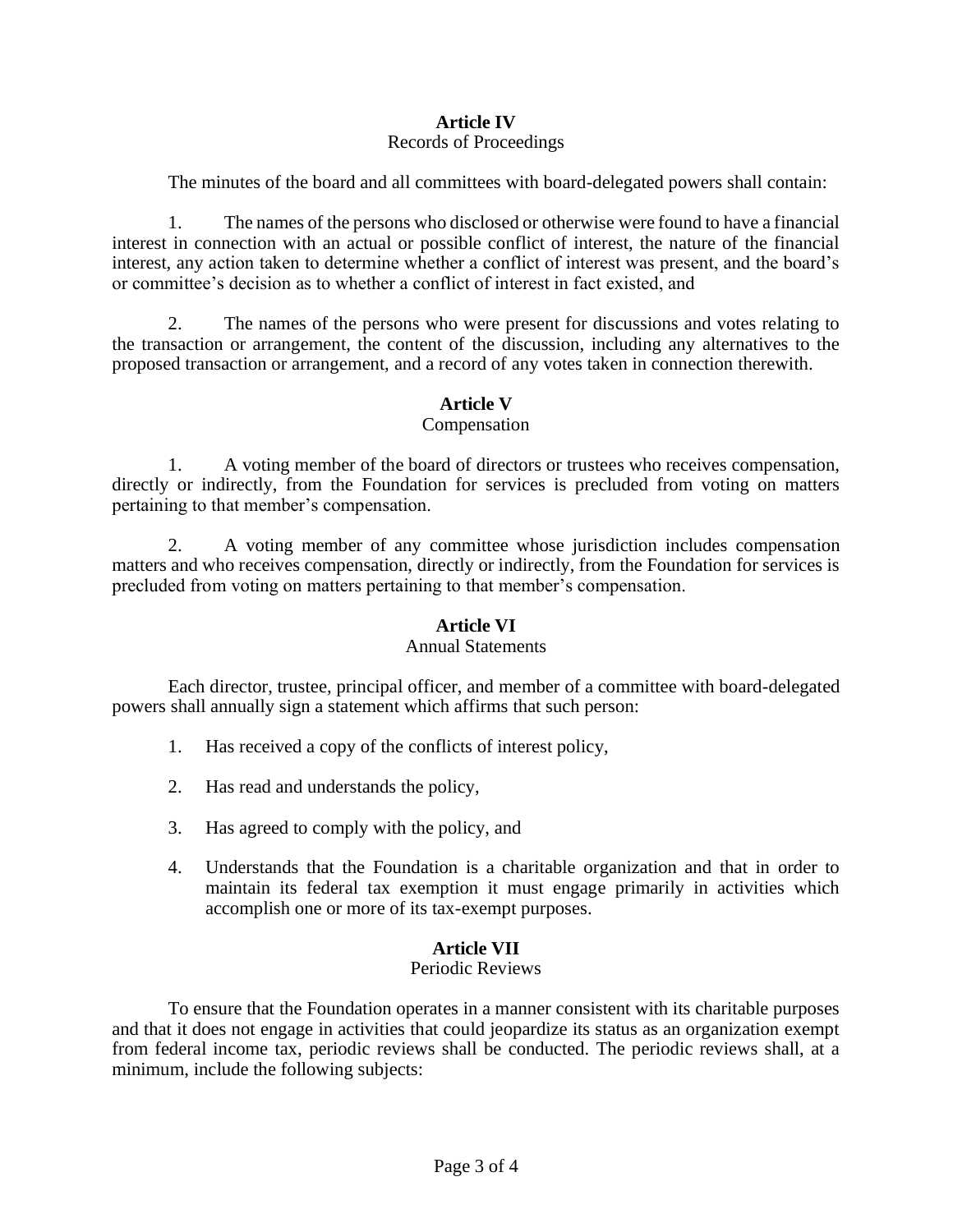## Article IV

Records of Proceedings

The minutes of the board and all committees with board-delegated powers shall contain:

1. The names of the persons who disclosed or otherwise were found to have a financial interest in connection with an actual or possible conflict of interest, the nature of the financial interest, any action taken to determine whether a conflict of interest was present, and the board's or committee's decision as to whether a conflict of interest in fact existed, and

2. The names of the persons who were present for discussions and votes relating to the transaction or arrangement, the content of the discussion, including any alternatives to the proposed transaction or arrangement, and a record of any votes taken in connection therewith.

## Article V

Compensation

1. A voting member of the board of directors or trustees who receives compensation, directly or indirectly, from the Foundation for services is precluded from voting on matters pertaining to that member's compensation.

2. A voting member of any committee whose jurisdiction includes compensation matters and who receives compensation, directly or indirectly, from the Foundation for services is precluded from voting on matters pertaining to that member's compensation.

## Article VI

Annual Statements

Each director, trustee, principal officer, and member of a committee with board-delegated powers shall annually sign a statement which affirms that such person:

1. Has received a copy of the conflicts of interest policy,

2. Has read and understands the policy,

3. Has agreed to comply with the policy, and

4. Understands that the Foundation is a charitable organization and that in order to maintain its federal tax exemption it must engage primarily in activities which accomplish one or more of its tax-exempt purposes.

## Article VII

Periodic Reviews

To ensure that the Foundation operates in a manner consistent with its charitable purposes and that it does not engage in activities that could jeopardize its status as an organization exempt from federal income tax, periodic reviews shall be conducted. The periodic reviews shall, at a minimum, include the following subjects: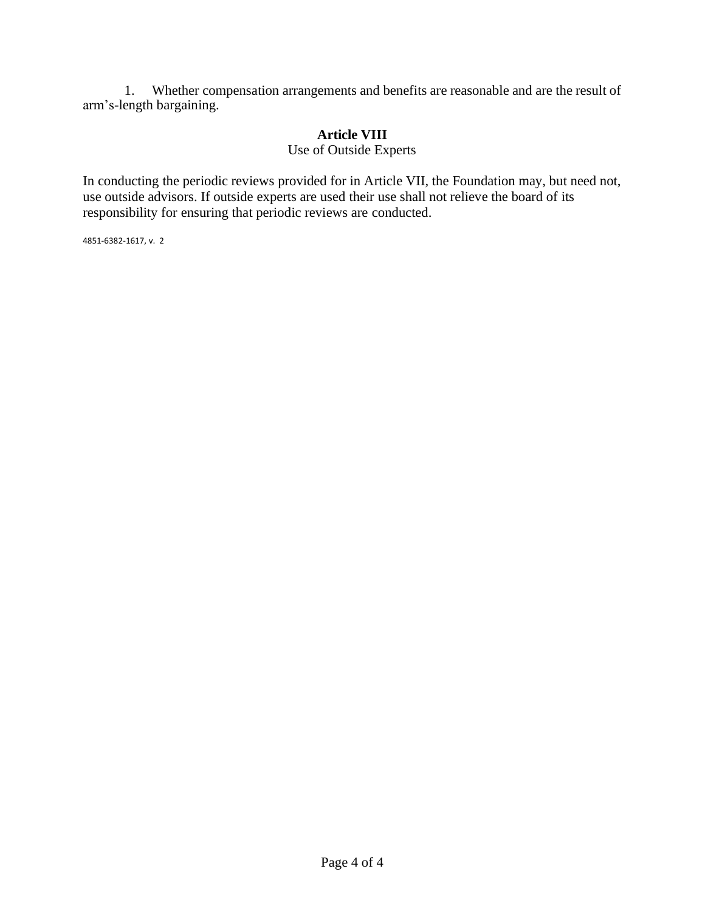1. Whether compensation arrangements and benefits are reasonable and are the result of arm's-length bargaining.

## Article VIII
Use of Outside Experts

In conducting the periodic reviews provided for in Article VII, the Foundation may, but need not, use outside advisors. If outside experts are used their use shall not relieve the board of its responsibility for ensuring that periodic reviews are conducted.

4851-6382-1617, v. 2